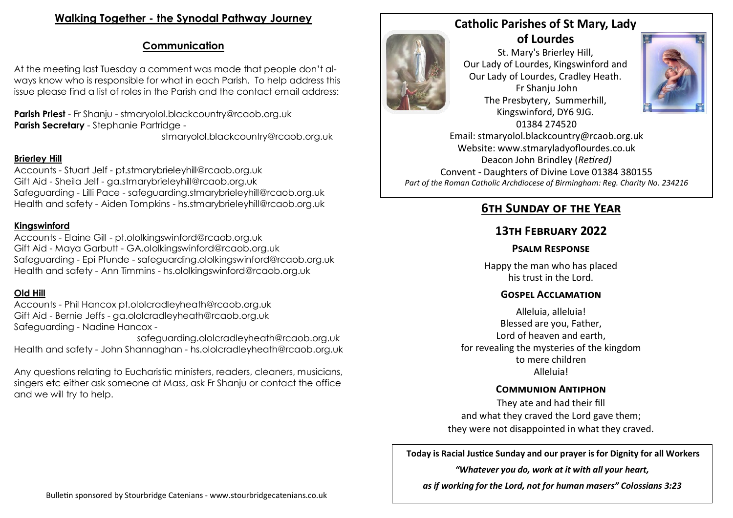## Walking Together - the Synodal Pathway Journey

### Communication

At the meeting last Tuesday a comment was made that people don't always know who is responsible for what in each Parish. To help address this issue please find a list of roles in the Parish and the contact email address:

**Parish Priest** - Fr Shanju - stmaryolol.blackcountry@rcaob.org.uk
**Parish Secretary** - Stephanie Partridge - stmaryolol.blackcountry@rcaob.org.uk

**Brierley Hill**

Accounts - Stuart Jelf - pt.stmarybrieleyhill@rcaob.org.uk
Gift Aid - Sheila Jelf - ga.stmarybrieleyhill@rcaob.org.uk
Safeguarding - Lilli Pace - safeguarding.stmarybrieleyhill@rcaob.org.uk
Health and safety - Aiden Tompkins - hs.stmarybrieleyhill@rcaob.org.uk

**Kingswinford**

Accounts - Elaine Gill - pt.ololkingswinford@rcaob.org.uk
Gift Aid - Maya Garbutt - GA.ololkingswinford@rcaob.org.uk
Safeguarding - Epi Pfunde - safeguarding.ololkingswinford@rcaob.org.uk
Health and safety - Ann Timmins - hs.ololkingswinford@rcaob.org.uk

**Old Hill**

Accounts - Phil Hancox pt.ololcradleyheath@rcaob.org.uk
Gift Aid - Bernie Jeffs - ga.ololcradleyheath@rcaob.org.uk
Safeguarding - Nadine Hancox - safeguarding.ololcradleyheath@rcaob.org.uk
Health and safety - John Shannaghan - hs.ololcradleyheath@rcaob.org.uk

Any questions relating to Eucharistic ministers, readers, cleaners, musicians, singers etc either ask someone at Mass, ask Fr Shanju or contact the office and we will try to help.

Bulletin sponsored by Stourbridge Catenians - www.stourbridgecatenians.co.uk

# Catholic Parishes of St Mary, Lady of Lourdes

St. Mary's Brierley Hill,
Our Lady of Lourdes, Kingswinford and
Our Lady of Lourdes, Cradley Heath.
Fr Shanju John
The Presbytery, Summerhill,
Kingswinford, DY6 9JG.
01384 274520
Email: stmaryolol.blackcountry@rcaob.org.uk
Website: www.stmaryladyoflourdes.co.uk
Deacon John Brindley (*Retired)*
Convent - Daughters of Divine Love 01384 380155
*Part of the Roman Catholic Archdiocese of Birmingham: Reg. Charity No. 234216*

## 6th Sunday of the Year

### 13th February 2022

#### Psalm Response

Happy the man who has placed
his trust in the Lord.

#### Gospel Acclamation

Alleluia, alleluia!
Blessed are you, Father,
Lord of heaven and earth,
for revealing the mysteries of the kingdom
to mere children
Alleluia!

#### Communion Antiphon

They ate and had their fill
and what they craved the Lord gave them;
they were not disappointed in what they craved.

**Today is Racial Justice Sunday and our prayer is for Dignity for all Workers**

***"Whatever you do, work at it with all your heart,***

***as if working for the Lord, not for human masers" Colossians 3:23***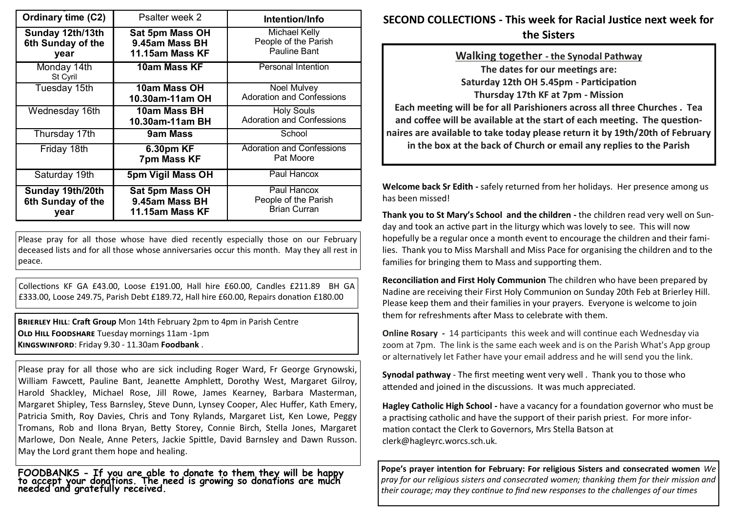| Ordinary time (C2) | Psalter week 2 | Intention/Info |
|---|---|---|
| **Sunday 12th/13th 6th Sunday of the year** | **Sat 5pm Mass OH 9.45am Mass BH 11.15am Mass KF** | Michael Kelly People of the Parish Pauline Bant |
| Monday 14th St Cyril | **10am Mass KF** | Personal Intention |
| Tuesday 15th | **10am Mass OH 10.30am-11am OH** | Noel Mulvey Adoration and Confessions |
| Wednesday 16th | **10am Mass BH 10.30am-11am BH** | Holy Souls Adoration and Confessions |
| Thursday 17th | **9am Mass** | School |
| Friday 18th | **6.30pm KF 7pm Mass KF** | Adoration and Confessions Pat Moore |
| Saturday 19th | **5pm Vigil Mass OH** | Paul Hancox |
| **Sunday 19th/20th 6th Sunday of the year** | **Sat 5pm Mass OH 9.45am Mass BH 11.15am Mass KF** | Paul Hancox People of the Parish Brian Curran |

Please pray for all those whose have died recently especially those on our February deceased lists and for all those whose anniversaries occur this month. May they all rest in peace.

Collections KF GA £43.00, Loose £191.00, Hall hire £60.00, Candles £211.89 BH GA £333.00, Loose 249.75, Parish Debt £189.72, Hall hire £60.00, Repairs donation £180.00

**BRIERLEY HILL**: **Craft Group** Mon 14th February 2pm to 4pm in Parish Centre
**OLD HILL FOODSHARE** Tuesday mornings 11am -1pm
**KINGSWINFORD**: Friday 9.30 - 11.30am **Foodbank** .

Please pray for all those who are sick including Roger Ward, Fr George Grynowski, William Fawcett, Pauline Bant, Jeanette Amphlett, Dorothy West, Margaret Gilroy, Harold Shackley, Michael Rose, Jill Rowe, James Kearney, Barbara Masterman, Margaret Shipley, Tess Barnsley, Steve Dunn, Lynsey Cooper, Alec Huffer, Kath Emery, Patricia Smith, Roy Davies, Chris and Tony Rylands, Margaret List, Ken Lowe, Peggy Tromans, Rob and Ilona Bryan, Betty Storey, Connie Birch, Stella Jones, Margaret Marlowe, Don Neale, Anne Peters, Jackie Spittle, David Barnsley and Dawn Russon. May the Lord grant them hope and healing.

**FOODBANKS - If you are able to donate to them they will be happy to accept your donations. The need is growing so donations are much needed and gratefully received.**

## SECOND COLLECTIONS - This week for Racial Justice next week for the Sisters

**Walking together - the Synodal Pathway**

**The dates for our meetings are:**
**Saturday 12th OH 5.45pm - Participation**
**Thursday 17th KF at 7pm - Mission**
**Each meeting will be for all Parishioners across all three Churches . Tea and coffee will be available at the start of each meeting. The questionnaires are available to take today please return it by 19th/20th of February in the box at the back of Church or email any replies to the Parish**

**Welcome back Sr Edith -** safely returned from her holidays. Her presence among us has been missed!

**Thank you to St Mary's School and the children -** the children read very well on Sunday and took an active part in the liturgy which was lovely to see. This will now hopefully be a regular once a month event to encourage the children and their families. Thank you to Miss Marshall and Miss Pace for organising the children and to the families for bringing them to Mass and supporting them.

**Reconciliation and First Holy Communion** The children who have been prepared by Nadine are receiving their First Holy Communion on Sunday 20th Feb at Brierley Hill. Please keep them and their families in your prayers. Everyone is welcome to join them for refreshments after Mass to celebrate with them.

**Online Rosary -** 14 participants this week and will continue each Wednesday via zoom at 7pm. The link is the same each week and is on the Parish What's App group or alternatively let Father have your email address and he will send you the link.

**Synodal pathway** - The first meeting went very well . Thank you to those who attended and joined in the discussions. It was much appreciated.

**Hagley Catholic High School -** have a vacancy for a foundation governor who must be a practising catholic and have the support of their parish priest. For more information contact the Clerk to Governors, Mrs Stella Batson at clerk@hagleyrc.worcs.sch.uk.

**Pope's prayer intention for February: For religious Sisters and consecrated women** *We pray for our religious sisters and consecrated women; thanking them for their mission and their courage; may they continue to find new responses to the challenges of our times*